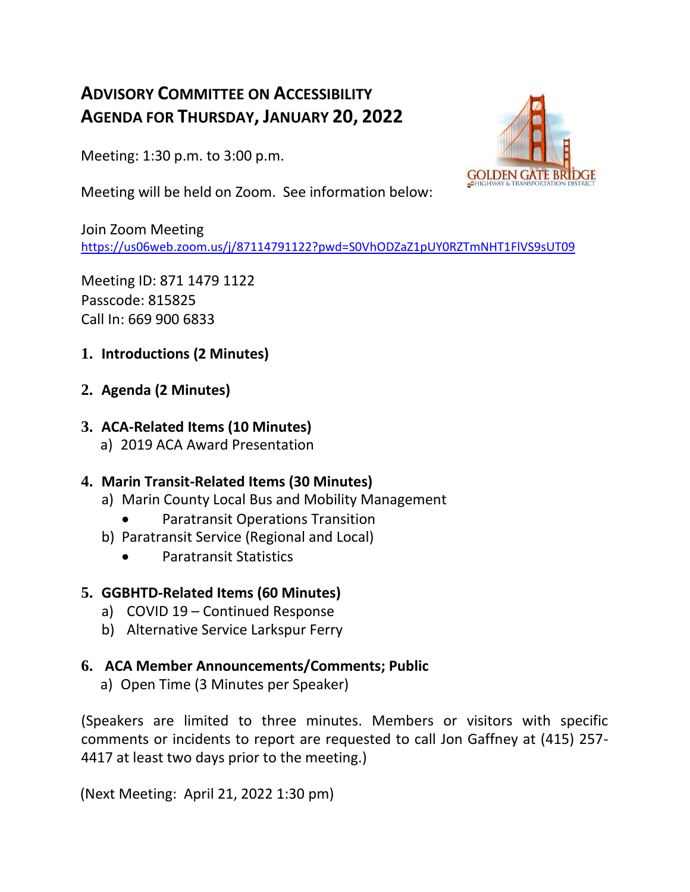# ADVISORY COMMITTEE ON ACCESSIBILITY
# AGENDA FOR THURSDAY, JANUARY 20, 2022

Meeting: 1:30 p.m. to 3:00 p.m.

Meeting will be held on Zoom. See information below:

Join Zoom Meeting
https://us06web.zoom.us/j/87114791122?pwd=S0VhODZaZ1pUY0RZTmNHT1FlVS9sUT09

Meeting ID: 871 1479 1122
Passcode: 815825
Call In: 669 900 6833

1. **Introductions (2 Minutes)**

2. **Agenda (2 Minutes)**

3. **ACA-Related Items (10 Minutes)**
   a) 2019 ACA Award Presentation

4. **Marin Transit-Related Items (30 Minutes)**
   a) Marin County Local Bus and Mobility Management
      - Paratransit Operations Transition

   b) Paratransit Service (Regional and Local)
      - Paratransit Statistics

5. **GGBHTD-Related Items (60 Minutes)**
   a) COVID 19 – Continued Response
   b) Alternative Service Larkspur Ferry

6. **ACA Member Announcements/Comments; Public**
   a) Open Time (3 Minutes per Speaker)

(Speakers are limited to three minutes. Members or visitors with specific comments or incidents to report are requested to call Jon Gaffney at (415) 257-4417 at least two days prior to the meeting.)

(Next Meeting: April 21, 2022 1:30 pm)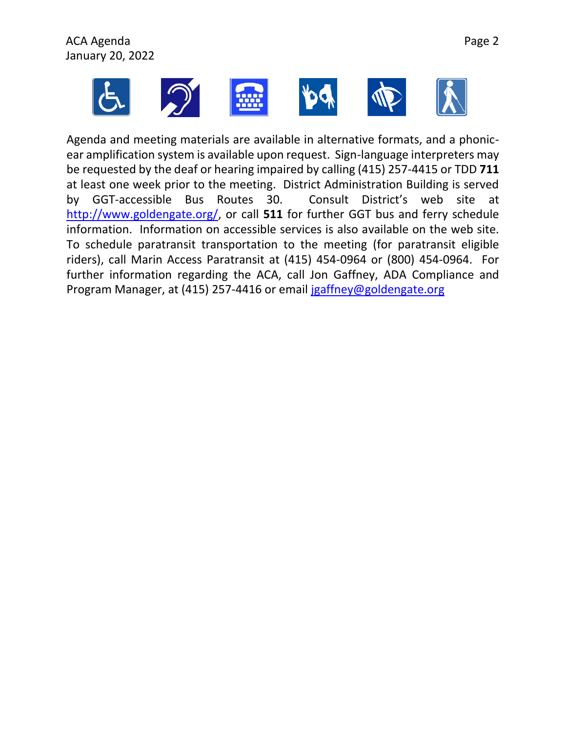Agenda and meeting materials are available in alternative formats, and a phonic-ear amplification system is available upon request. Sign-language interpreters may be requested by the deaf or hearing impaired by calling (415) 257-4415 or TDD **711** at least one week prior to the meeting. District Administration Building is served by GGT-accessible Bus Routes 30. Consult District's web site at http://www.goldengate.org/, or call **511** for further GGT bus and ferry schedule information. Information on accessible services is also available on the web site. To schedule paratransit transportation to the meeting (for paratransit eligible riders), call Marin Access Paratransit at (415) 454-0964 or (800) 454-0964. For further information regarding the ACA, call Jon Gaffney, ADA Compliance and Program Manager, at (415) 257-4416 or email jgaffney@goldengate.org